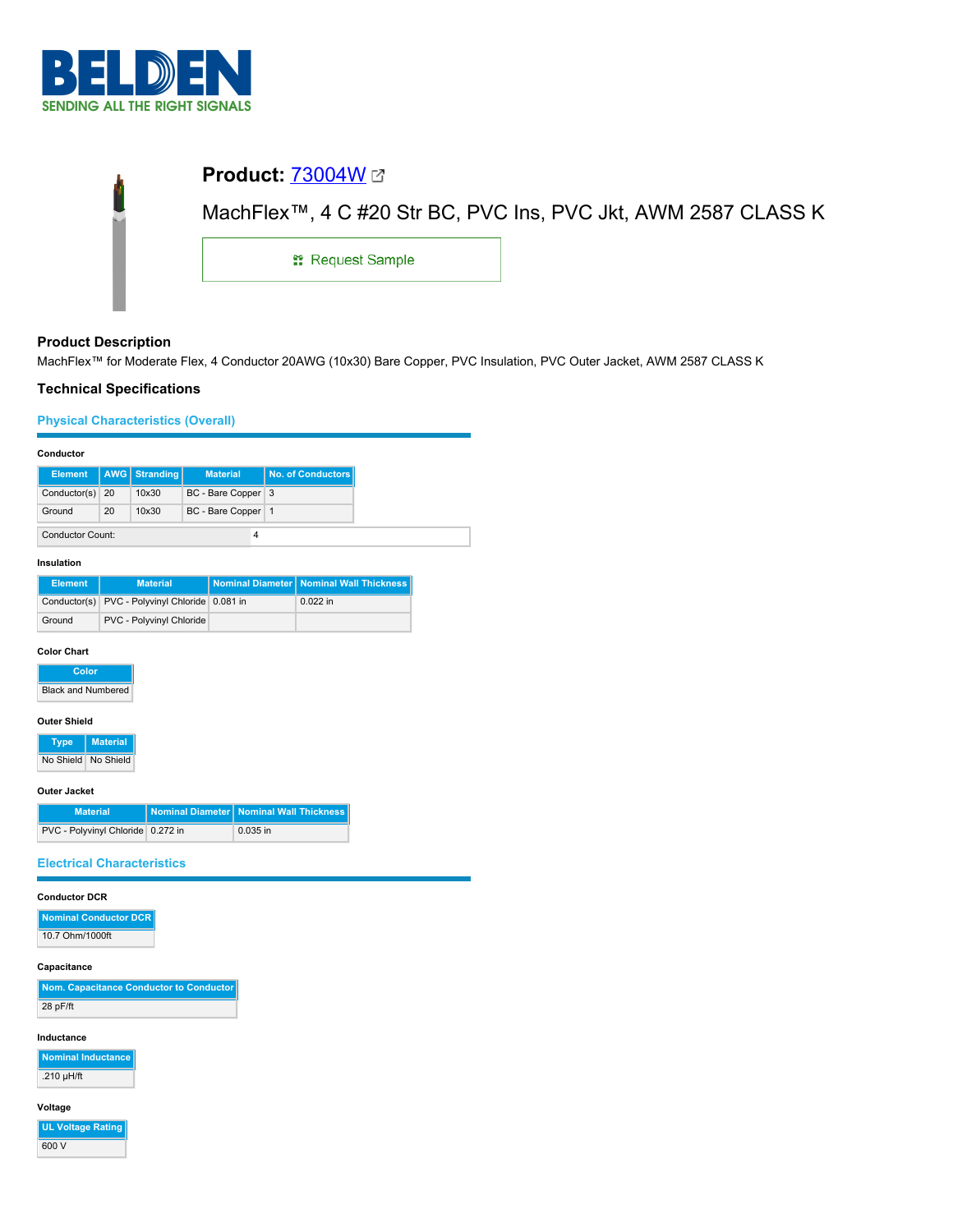# BELDEN

SENDING ALL THE RIGHT SIGNALS

## Product: 73004W

MachFlex™, 4 C #20 Str BC, PVC Ins, PVC Jkt, AWM 2587 CLASS K

Request Sample

### Product Description

MachFlex™ for Moderate Flex, 4 Conductor 20AWG (10x30) Bare Copper, PVC Insulation, PVC Outer Jacket, AWM 2587 CLASS K

### Technical Specifications

#### Physical Characteristics (Overall)

**Conductor**

| Element | AWG | Stranding | Material | No. of Conductors |
|---|---|---|---|---|
| Conductor(s) | 20 | 10x30 | BC - Bare Copper | 3 |
| Ground | 20 | 10x30 | BC - Bare Copper | 1 |

| Conductor Count: | 4 |
|---|---|

**Insulation**

| Element | Material | Nominal Diameter | Nominal Wall Thickness |
|---|---|---|---|
| Conductor(s) | PVC - Polyvinyl Chloride | 0.081 in | 0.022 in |
| Ground | PVC - Polyvinyl Chloride | | |

**Color Chart**

| Color |
|---|
| Black and Numbered |

**Outer Shield**

| Type | Material |
|---|---|
| No Shield | No Shield |

**Outer Jacket**

| Material | Nominal Diameter | Nominal Wall Thickness |
|---|---|---|
| PVC - Polyvinyl Chloride | 0.272 in | 0.035 in |

#### Electrical Characteristics

**Conductor DCR**

| Nominal Conductor DCR |
|---|
| 10.7 Ohm/1000ft |

**Capacitance**

| Nom. Capacitance Conductor to Conductor |
|---|
| 28 pF/ft |

**Inductance**

| Nominal Inductance |
|---|
| .210 µH/ft |

**Voltage**

| UL Voltage Rating |
|---|
| 600 V |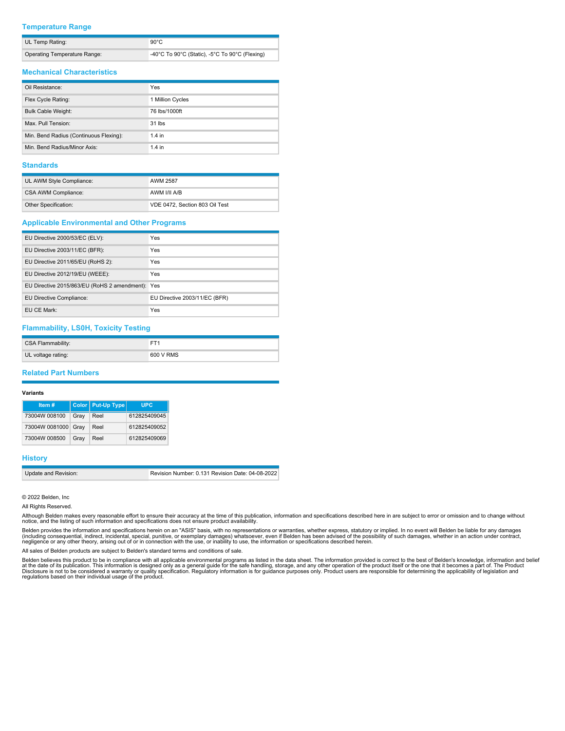## Temperature Range

| | |
|---|---|
| UL Temp Rating: | 90°C |
| Operating Temperature Range: | -40°C To 90°C (Static), -5°C To 90°C (Flexing) |

## Mechanical Characteristics

| | |
|---|---|
| Oil Resistance: | Yes |
| Flex Cycle Rating: | 1 Million Cycles |
| Bulk Cable Weight: | 76 lbs/1000ft |
| Max. Pull Tension: | 31 lbs |
| Min. Bend Radius (Continuous Flexing): | 1.4 in |
| Min. Bend Radius/Minor Axis: | 1.4 in |

## Standards

| | |
|---|---|
| UL AWM Style Compliance: | AWM 2587 |
| CSA AWM Compliance: | AWM I/II A/B |
| Other Specification: | VDE 0472, Section 803 Oil Test |

## Applicable Environmental and Other Programs

| | |
|---|---|
| EU Directive 2000/53/EC (ELV): | Yes |
| EU Directive 2003/11/EC (BFR): | Yes |
| EU Directive 2011/65/EU (RoHS 2): | Yes |
| EU Directive 2012/19/EU (WEEE): | Yes |
| EU Directive 2015/863/EU (RoHS 2 amendment): | Yes |
| EU Directive Compliance: | EU Directive 2003/11/EC (BFR) |
| EU CE Mark: | Yes |

## Flammability, LS0H, Toxicity Testing

| | |
|---|---|
| CSA Flammability: | FT1 |
| UL voltage rating: | 600 V RMS |

## Related Part Numbers

**Variants**

| Item # | Color | Put-Up Type | UPC |
|---|---|---|---|
| 73004W 008100 | Gray | Reel | 612825409045 |
| 73004W 0081000 | Gray | Reel | 612825409052 |
| 73004W 008500 | Gray | Reel | 612825409069 |

## History

| | |
|---|---|
| Update and Revision: | Revision Number: 0.131 Revision Date: 04-08-2022 |

© 2022 Belden, Inc

All Rights Reserved.

Although Belden makes every reasonable effort to ensure their accuracy at the time of this publication, information and specifications described here in are subject to error or omission and to change without notice, and the listing of such information and specifications does not ensure product availability.

Belden provides the information and specifications herein on an "ASIS" basis, with no representations or warranties, whether express, statutory or implied. In no event will Belden be liable for any damages (including consequential, indirect, incidental, special, punitive, or exemplary damages) whatsoever, even if Belden has been advised of the possibility of such damages, whether in an action under contract, negligence or any other theory, arising out of or in connection with the use, or inability to use, the information or specifications described herein.

All sales of Belden products are subject to Belden's standard terms and conditions of sale.

Belden believes this product to be in compliance with all applicable environmental programs as listed in the data sheet. The information provided is correct to the best of Belden's knowledge, information and belief at the date of its publication. This information is designed only as a general guide for the safe handling, storage, and any other operation of the product itself or the one that it becomes a part of. The Product Disclosure is not to be considered a warranty or quality specification. Regulatory information is for guidance purposes only. Product users are responsible for determining the applicability of legislation and regulations based on their individual usage of the product.